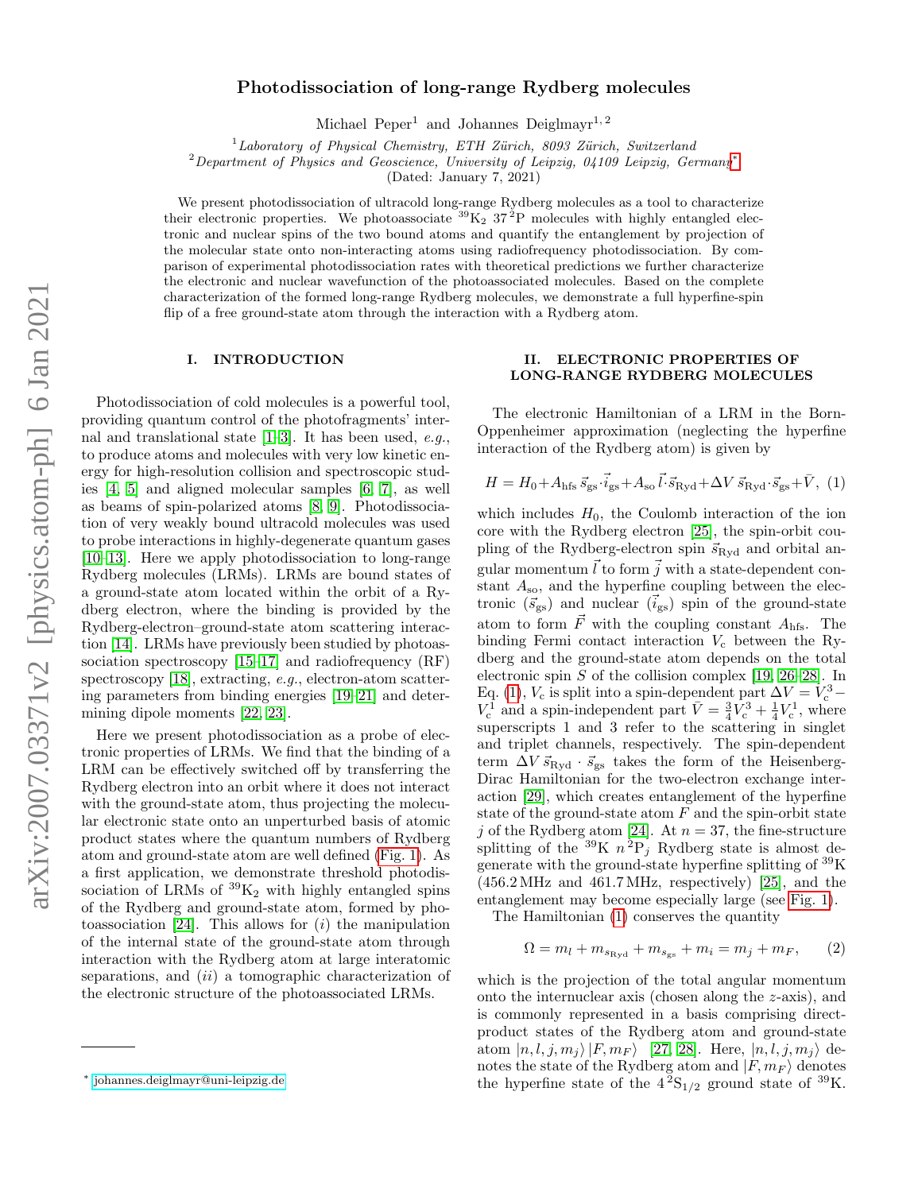# Photodissociation of long-range Rydberg molecules

Michael Peper[1] and Johannes Deiglmayr[1,2]

[1] *Laboratory of Physical Chemistry, ETH Zürich, 8093 Zürich, Switzerland*
[2] *Department of Physics and Geoscience, University of Leipzig, 04109 Leipzig, Germany*[*]

(Dated: January 7, 2021)

We present photodissociation of ultracold long-range Rydberg molecules as a tool to characterize their electronic properties. We photoassociate $^{39}K_2$ $37\,^2P$ molecules with highly entangled electronic and nuclear spins of the two bound atoms and quantify the entanglement by projection of the molecular state onto non-interacting atoms using radiofrequency photodissociation. By comparison of experimental photodissociation rates with theoretical predictions we further characterize the electronic and nuclear wavefunction of the photoassociated molecules. Based on the complete characterization of the formed long-range Rydberg molecules, we demonstrate a full hyperfine-spin flip of a free ground-state atom through the interaction with a Rydberg atom.

## I. INTRODUCTION

Photodissociation of cold molecules is a powerful tool, providing quantum control of the photofragments' internal and translational state [1–3]. It has been used, *e.g.*, to produce atoms and molecules with very low kinetic energy for high-resolution collision and spectroscopic studies [4, 5] and aligned molecular samples [6, 7], as well as beams of spin-polarized atoms [8, 9]. Photodissociation of very weakly bound ultracold molecules was used to probe interactions in highly-degenerate quantum gases [10–13]. Here we apply photodissociation to long-range Rydberg molecules (LRMs). LRMs are bound states of a ground-state atom located within the orbit of a Rydberg electron, where the binding is provided by the Rydberg-electron–ground-state atom scattering interaction [14]. LRMs have previously been studied by photoassociation spectroscopy [15–17] and radiofrequency (RF) spectroscopy [18], extracting, *e.g.*, electron-atom scattering parameters from binding energies [19–21] and determining dipole moments [22, 23].

Here we present photodissociation as a probe of electronic properties of LRMs. We find that the binding of a LRM can be effectively switched off by transferring the Rydberg electron into an orbit where it does not interact with the ground-state atom, thus projecting the molecular electronic state onto an unperturbed basis of atomic product states where the quantum numbers of Rydberg atom and ground-state atom are well defined (Fig. 1). As a first application, we demonstrate threshold photodissociation of LRMs of $^{39}K_2$ with highly entangled spins of the Rydberg and ground-state atom, formed by photoassociation [24]. This allows for (*i*) the manipulation of the internal state of the ground-state atom through interaction with the Rydberg atom at large interatomic separations, and (*ii*) a tomographic characterization of the electronic structure of the photoassociated LRMs.

## II. ELECTRONIC PROPERTIES OF LONG-RANGE RYDBERG MOLECULES

The electronic Hamiltonian of a LRM in the Born-Oppenheimer approximation (neglecting the hyperfine interaction of the Rydberg atom) is given by

$$H = H_0 + A_{\text{hfs}}\,\vec{s}_{\text{gs}}\cdot\vec{i}_{\text{gs}} + A_{\text{so}}\,\vec{l}\cdot\vec{s}_{\text{Ryd}} + \Delta V\,\vec{s}_{\text{Ryd}}\cdot\vec{s}_{\text{gs}} + \bar{V}, \quad (1)$$

which includes $H_0$, the Coulomb interaction of the ion core with the Rydberg electron [25], the spin-orbit coupling of the Rydberg-electron spin $\vec{s}_{\text{Ryd}}$ and orbital angular momentum $\vec{l}$ to form $\vec{j}$ with a state-dependent constant $A_{\text{so}}$, and the hyperfine coupling between the electronic ($\vec{s}_{\text{gs}}$) and nuclear ($\vec{i}_{\text{gs}}$) spin of the ground-state atom to form $\vec{F}$ with the coupling constant $A_{\text{hfs}}$. The binding Fermi contact interaction $V_c$ between the Rydberg and the ground-state atom depends on the total electronic spin $S$ of the collision complex [19, 26–28]. In Eq. (1), $V_c$ is split into a spin-dependent part $\Delta V = V_c^3 - V_c^1$ and a spin-independent part $\bar{V} = \frac{3}{4}V_c^3 + \frac{1}{4}V_c^1$, where superscripts 1 and 3 refer to the scattering in singlet and triplet channels, respectively. The spin-dependent term $\Delta V\,\vec{s}_{\text{Ryd}}\cdot\vec{s}_{\text{gs}}$ takes the form of the Heisenberg-Dirac Hamiltonian for the two-electron exchange interaction [29], which creates entanglement of the hyperfine state of the ground-state atom $F$ and the spin-orbit state $j$ of the Rydberg atom [24]. At $n = 37$, the fine-structure splitting of the $^{39}$K $n\,^2P_j$ Rydberg state is almost degenerate with the ground-state hyperfine splitting of $^{39}$K (456.2 MHz and 461.7 MHz, respectively) [25], and the entanglement may become especially large (see Fig. 1).

The Hamiltonian (1) conserves the quantity

$$\Omega = m_l + m_{s_{\text{Ryd}}} + m_{s_{\text{gs}}} + m_i = m_j + m_F, \quad (2)$$

which is the projection of the total angular momentum onto the internuclear axis (chosen along the $z$-axis), and is commonly represented in a basis comprising direct-product states of the Rydberg atom and ground-state atom $|n, l, j, m_j\rangle\,|F, m_F\rangle$ [27, 28]. Here, $|n, l, j, m_j\rangle$ denotes the state of the Rydberg atom and $|F, m_F\rangle$ denotes the hyperfine state of the $4\,^2S_{1/2}$ ground state of $^{39}$K.

[*] johannes.deiglmayr@uni-leipzig.de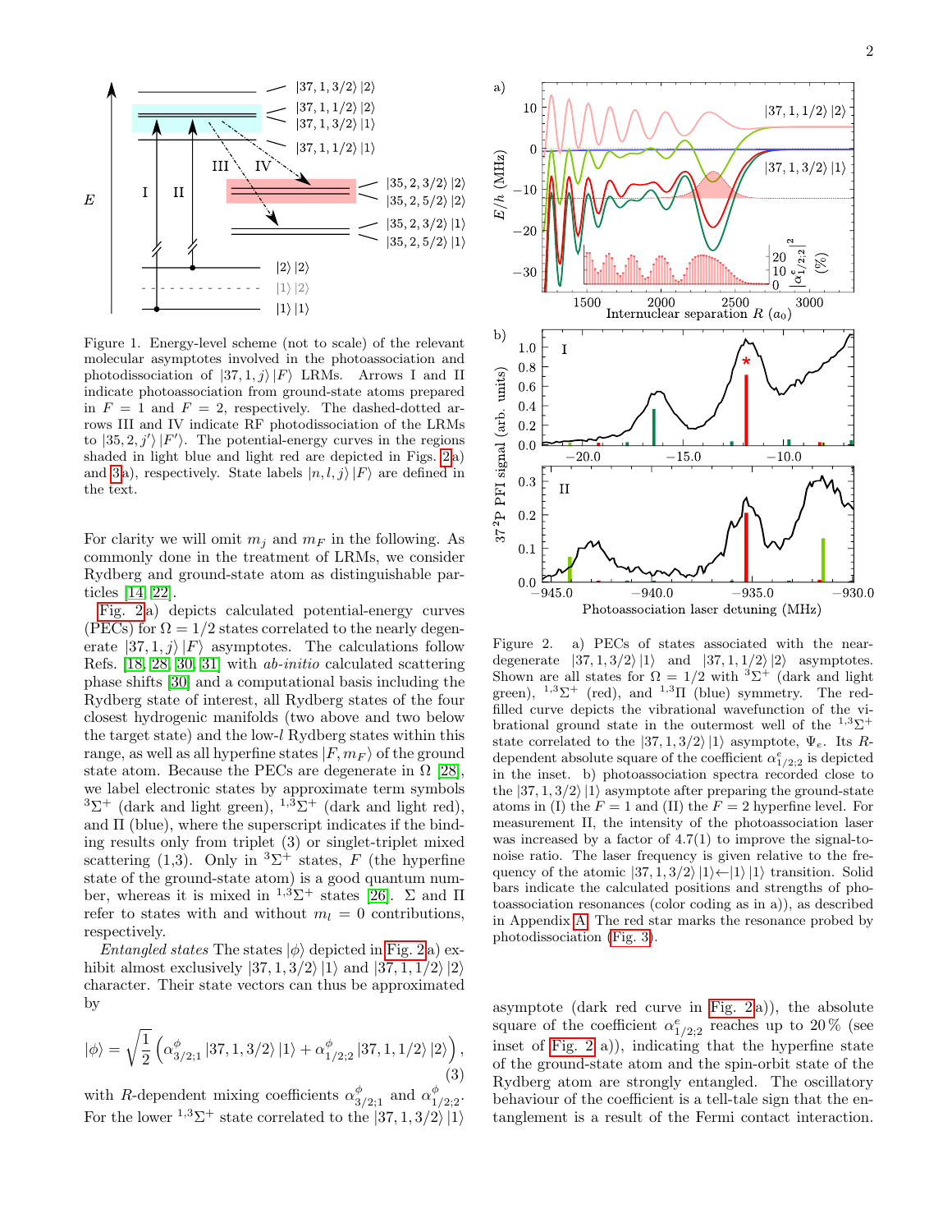Figure 1. Energy-level scheme (not to scale) of the relevant molecular asymptotes involved in the photoassociation and photodissociation of $|37, 1, j\rangle\,|F\rangle$ LRMs. Arrows I and II indicate photoassociation from ground-state atoms prepared in $F = 1$ and $F = 2$, respectively. The dashed-dotted arrows III and IV indicate RF photodissociation of the LRMs to $|35, 2, j'\rangle\,|F'\rangle$. The potential-energy curves in the regions shaded in light blue and light red are depicted in Figs. 2a) and 3a), respectively. State labels $|n, l, j\rangle\,|F\rangle$ are defined in the text.

For clarity we will omit $m_j$ and $m_F$ in the following. As commonly done in the treatment of LRMs, we consider Rydberg and ground-state atom as distinguishable particles [14, 22].

Fig. 2a) depicts calculated potential-energy curves (PECs) for $\Omega = 1/2$ states correlated to the nearly degenerate $|37, 1, j\rangle\,|F\rangle$ asymptotes. The calculations follow Refs. [18, 28, 30, 31] with *ab-initio* calculated scattering phase shifts [30] and a computational basis including the Rydberg state of interest, all Rydberg states of the four closest hydrogenic manifolds (two above and two below the target state) and the low-$l$ Rydberg states within this range, as well as all hyperfine states $|F, m_F\rangle$ of the ground state atom. Because the PECs are degenerate in $\Omega$ [28], we label electronic states by approximate term symbols $^3\Sigma^+$ (dark and light green), $^{1,3}\Sigma^+$ (dark and light red), and $\Pi$ (blue), where the superscript indicates if the binding results only from triplet (3) or singlet-triplet mixed scattering (1,3). Only in $^3\Sigma^+$ states, $F$ (the hyperfine state of the ground-state atom) is a good quantum number, whereas it is mixed in $^{1,3}\Sigma^+$ states [26]. $\Sigma$ and $\Pi$ refer to states with and without $m_l = 0$ contributions, respectively.

*Entangled states* The states $|\phi\rangle$ depicted in Fig. 2a) exhibit almost exclusively $|37, 1, 3/2\rangle\,|1\rangle$ and $|37, 1, 1/2\rangle\,|2\rangle$ character. Their state vectors can thus be approximated by

$$|\phi\rangle = \sqrt{\frac{1}{2}}\left(\alpha^{\phi}_{3/2;1}\,|37, 1, 3/2\rangle\,|1\rangle + \alpha^{\phi}_{1/2;2}\,|37, 1, 1/2\rangle\,|2\rangle\right), \tag{3}$$

with $R$-dependent mixing coefficients $\alpha^{\phi}_{3/2;1}$ and $\alpha^{\phi}_{1/2;2}$. For the lower $^{1,3}\Sigma^+$ state correlated to the $|37, 1, 3/2\rangle\,|1\rangle$ asymptote (dark red curve in Fig. 2a)), the absolute square of the coefficient $\alpha^{e}_{1/2;2}$ reaches up to 20 % (see inset of Fig. 2 a)), indicating that the hyperfine state of the ground-state atom and the spin-orbit state of the Rydberg atom are strongly entangled. The oscillatory behaviour of the coefficient is a tell-tale sign that the entanglement is a result of the Fermi contact interaction.

Figure 2. a) PECs of states associated with the near-degenerate $|37, 1, 3/2\rangle\,|1\rangle$ and $|37, 1, 1/2\rangle\,|2\rangle$ asymptotes. Shown are all states for $\Omega = 1/2$ with $^3\Sigma^+$ (dark and light green), $^{1,3}\Sigma^+$ (red), and $^{1,3}\Pi$ (blue) symmetry. The red-filled curve depicts the vibrational wavefunction of the vibrational ground state in the outermost well of the $^{1,3}\Sigma^+$ state correlated to the $|37, 1, 3/2\rangle\,|1\rangle$ asymptote, $\Psi_e$. Its $R$-dependent absolute square of the coefficient $\alpha^{e}_{1/2;2}$ is depicted in the inset. b) photoassociation spectra recorded close to the $|37, 1, 3/2\rangle\,|1\rangle$ asymptote after preparing the ground-state atoms in (I) the $F = 1$ and (II) the $F = 2$ hyperfine level. For measurement II, the intensity of the photoassociation laser was increased by a factor of 4.7(1) to improve the signal-to-noise ratio. The laser frequency is given relative to the frequency of the atomic $|37, 1, 3/2\rangle\,|1\rangle \leftarrow |1\rangle\,|1\rangle$ transition. Solid bars indicate the calculated positions and strengths of photoassociation resonances (color coding as in a)), as described in Appendix A. The red star marks the resonance probed by photodissociation (Fig. 3).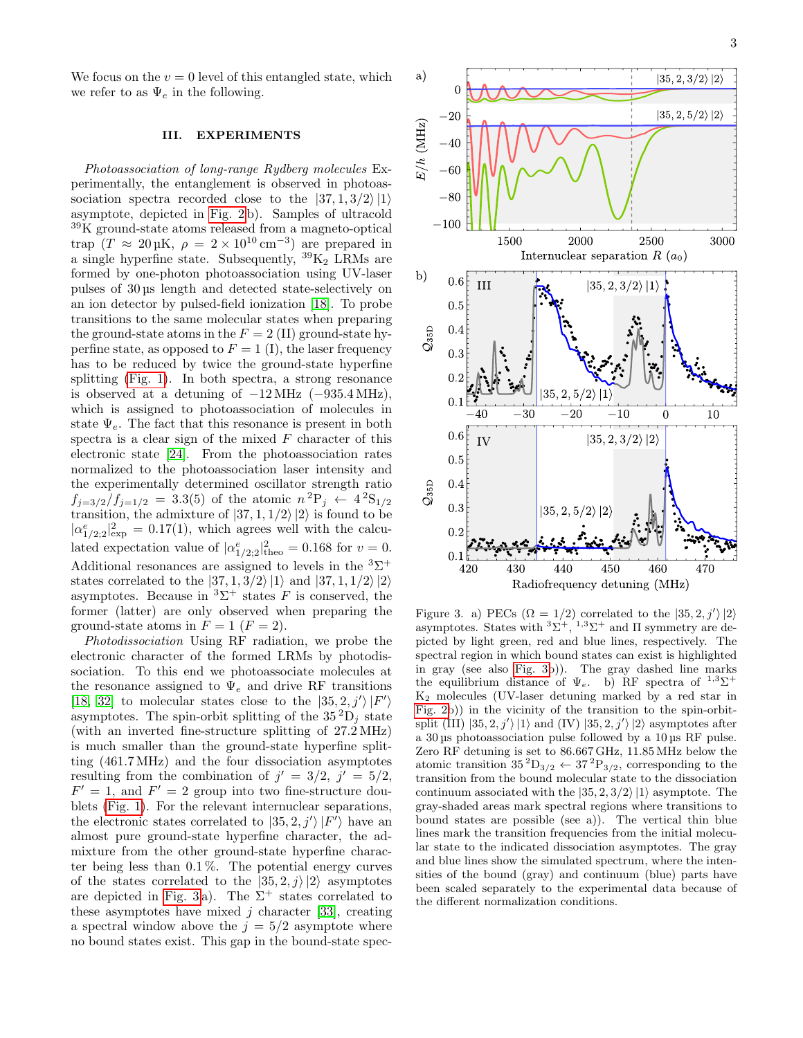We focus on the $v = 0$ level of this entangled state, which we refer to as $\Psi_e$ in the following.

## III. EXPERIMENTS

*Photoassociation of long-range Rydberg molecules* Experimentally, the entanglement is observed in photoassociation spectra recorded close to the $|37, 1, 3/2\rangle\,|1\rangle$ asymptote, depicted in Fig. 2b). Samples of ultracold $^{39}$K ground-state atoms released from a magneto-optical trap ($T \approx 20\,\mu$K, $\rho = 2 \times 10^{10}\,\mathrm{cm}^{-3}$) are prepared in a single hyperfine state. Subsequently, $^{39}\mathrm{K}_2$ LRMs are formed by one-photon photoassociation using UV-laser pulses of $30\,\mu$s length and detected state-selectively on an ion detector by pulsed-field ionization [18]. To probe transitions to the same molecular states when preparing the ground-state atoms in the $F = 2$ (II) ground-state hyperfine state, as opposed to $F = 1$ (I), the laser frequency has to be reduced by twice the ground-state hyperfine splitting (Fig. 1). In both spectra, a strong resonance is observed at a detuning of $-12\,$MHz ($-935.4\,$MHz), which is assigned to photoassociation of molecules in state $\Psi_e$. The fact that this resonance is present in both spectra is a clear sign of the mixed $F$ character of this electronic state [24]. From the photoassociation rates normalized to the photoassociation laser intensity and the experimentally determined oscillator strength ratio $f_{j=3/2}/f_{j=1/2} = 3.3(5)$ of the atomic $n\,^2\mathrm{P}_j \leftarrow 4\,^2\mathrm{S}_{1/2}$ transition, the admixture of $|37, 1, 1/2\rangle\,|2\rangle$ is found to be $|\alpha^e_{1/2;2}|^2_{\mathrm{exp}} = 0.17(1)$, which agrees well with the calculated expectation value of $|\alpha^e_{1/2;2}|^2_{\mathrm{theo}} = 0.168$ for $v = 0$. Additional resonances are assigned to levels in the $^3\Sigma^+$ states correlated to the $|37, 1, 3/2\rangle\,|1\rangle$ and $|37, 1, 1/2\rangle\,|2\rangle$ asymptotes. Because in $^3\Sigma^+$ states $F$ is conserved, the former (latter) are only observed when preparing the ground-state atoms in $F = 1$ ($F = 2$).

*Photodissociation* Using RF radiation, we probe the electronic character of the formed LRMs by photodissociation. To this end we photoassociate molecules at the resonance assigned to $\Psi_e$ and drive RF transitions [18, 32] to molecular states close to the $|35, 2, j'\rangle\,|F'\rangle$ asymptotes. The spin-orbit splitting of the $35\,^2\mathrm{D}_j$ state (with an inverted fine-structure splitting of $27.2\,$MHz) is much smaller than the ground-state hyperfine splitting ($461.7\,$MHz) and the four dissociation asymptotes resulting from the combination of $j' = 3/2$, $j' = 5/2$, $F' = 1$, and $F' = 2$ group into two fine-structure doublets (Fig. 1). For the relevant internuclear separations, the electronic states correlated to $|35, 2, j'\rangle\,|F'\rangle$ have an almost pure ground-state hyperfine character, the admixture from the other ground-state hyperfine character being less than $0.1\,\%$. The potential energy curves of the states correlated to the $|35, 2, j\rangle\,|2\rangle$ asymptotes are depicted in Fig. 3a). The $\Sigma^+$ states correlated to these asymptotes have mixed $j$ character [33], creating a spectral window above the $j = 5/2$ asymptote where no bound states exist. This gap in the bound-state spec-

Figure 3. a) PECs ($\Omega = 1/2$) correlated to the $|35, 2, j'\rangle\,|2\rangle$ asymptotes. States with $^3\Sigma^+$, $^{1,3}\Sigma^+$ and $\Pi$ symmetry are depicted by light green, red and blue lines, respectively. The spectral region in which bound states can exist is highlighted in gray (see also Fig. 3b)). The gray dashed line marks the equilibrium distance of $\Psi_e$. b) RF spectra of $^{1,3}\Sigma^+$ $\mathrm{K}_2$ molecules (UV-laser detuning marked by a red star in Fig. 2b)) in the vicinity of the transition to the spin-orbit-split (III) $|35, 2, j'\rangle\,|1\rangle$ and (IV) $|35, 2, j'\rangle\,|2\rangle$ asymptotes after a $30\,\mu$s photoassociation pulse followed by a $10\,\mu$s RF pulse. Zero RF detuning is set to $86.667\,$GHz, $11.85\,$MHz below the atomic transition $35\,^2\mathrm{D}_{3/2} \leftarrow 37\,^2\mathrm{P}_{3/2}$, corresponding to the transition from the bound molecular state to the dissociation continuum associated with the $|35, 2, 3/2\rangle\,|1\rangle$ asymptote. The gray-shaded areas mark spectral regions where transitions to bound states are possible (see a)). The vertical thin blue lines mark the transition frequencies from the initial molecular state to the indicated dissociation asymptotes. The gray and blue lines show the simulated spectrum, where the intensities of the bound (gray) and continuum (blue) parts have been scaled separately to the experimental data because of the different normalization conditions.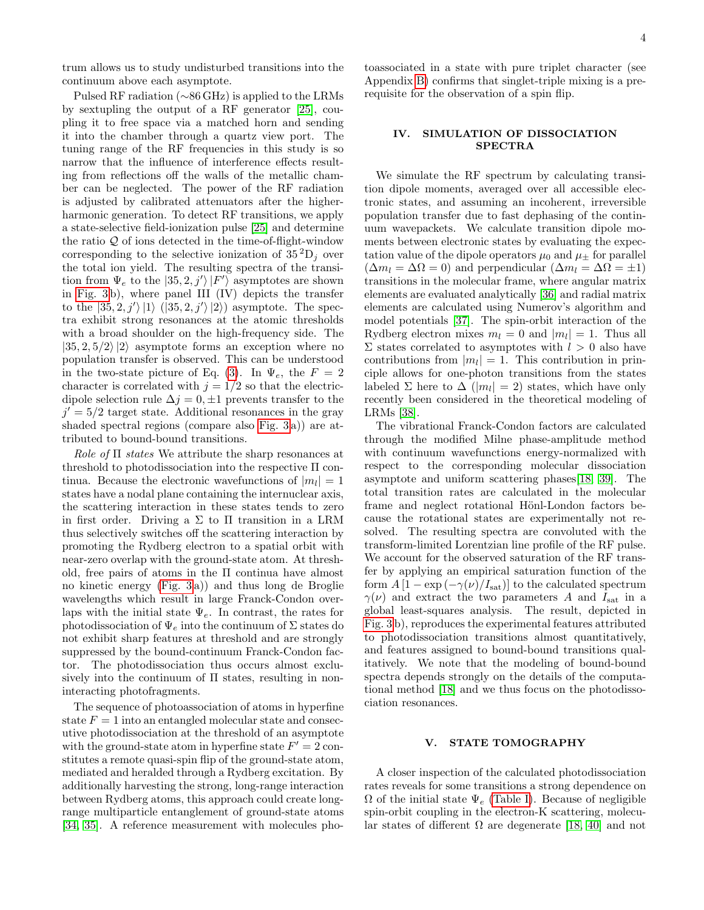trum allows us to study undisturbed transitions into the continuum above each asymptote.

Pulsed RF radiation ($\sim$86 GHz) is applied to the LRMs by sextupling the output of a RF generator [25], coupling it to free space via a matched horn and sending it into the chamber through a quartz view port. The tuning range of the RF frequencies in this study is so narrow that the influence of interference effects resulting from reflections off the walls of the metallic chamber can be neglected. The power of the RF radiation is adjusted by calibrated attenuators after the higher-harmonic generation. To detect RF transitions, we apply a state-selective field-ionization pulse [25] and determine the ratio $\mathcal{Q}$ of ions detected in the time-of-flight-window corresponding to the selective ionization of $35\,^2\mathrm{D}_j$ over the total ion yield. The resulting spectra of the transition from $\Psi_e$ to the $|35, 2, j'\rangle\,|F'\rangle$ asymptotes are shown in Fig. 3b), where panel III (IV) depicts the transfer to the $|35, 2, j'\rangle\,|1\rangle$ ($|35, 2, j'\rangle\,|2\rangle$) asymptote. The spectra exhibit strong resonances at the atomic thresholds with a broad shoulder on the high-frequency side. The $|35, 2, 5/2\rangle\,|2\rangle$ asymptote forms an exception where no population transfer is observed. This can be understood in the two-state picture of Eq. (3). In $\Psi_e$, the $F = 2$ character is correlated with $j = 1/2$ so that the electric-dipole selection rule $\Delta j = 0, \pm 1$ prevents transfer to the $j' = 5/2$ target state. Additional resonances in the gray shaded spectral regions (compare also Fig. 3a)) are attributed to bound-bound transitions.

*Role of* $\Pi$ *states* We attribute the sharp resonances at threshold to photodissociation into the respective $\Pi$ continua. Because the electronic wavefunctions of $|m_l| = 1$ states have a nodal plane containing the internuclear axis, the scattering interaction in these states tends to zero in first order. Driving a $\Sigma$ to $\Pi$ transition in a LRM thus selectively switches off the scattering interaction by promoting the Rydberg electron to a spatial orbit with near-zero overlap with the ground-state atom. At threshold, free pairs of atoms in the $\Pi$ continua have almost no kinetic energy (Fig. 3a)) and thus long de Broglie wavelengths which result in large Franck-Condon overlaps with the initial state $\Psi_e$. In contrast, the rates for photodissociation of $\Psi_e$ into the continuum of $\Sigma$ states do not exhibit sharp features at threshold and are strongly suppressed by the bound-continuum Franck-Condon factor. The photodissociation thus occurs almost exclusively into the continuum of $\Pi$ states, resulting in non-interacting photofragments.

The sequence of photoassociation of atoms in hyperfine state $F = 1$ into an entangled molecular state and consecutive photodissociation at the threshold of an asymptote with the ground-state atom in hyperfine state $F' = 2$ constitutes a remote quasi-spin flip of the ground-state atom, mediated and heralded through a Rydberg excitation. By additionally harvesting the strong, long-range interaction between Rydberg atoms, this approach could create long-range multiparticle entanglement of ground-state atoms [34, 35]. A reference measurement with molecules photoassociated in a state with pure triplet character (see Appendix B) confirms that singlet-triple mixing is a prerequisite for the observation of a spin flip.

## IV. SIMULATION OF DISSOCIATION SPECTRA

We simulate the RF spectrum by calculating transition dipole moments, averaged over all accessible electronic states, and assuming an incoherent, irreversible population transfer due to fast dephasing of the continuum wavepackets. We calculate transition dipole moments between electronic states by evaluating the expectation value of the dipole operators $\mu_0$ and $\mu_\pm$ for parallel ($\Delta m_l = \Delta\Omega = 0$) and perpendicular ($\Delta m_l = \Delta\Omega = \pm 1$) transitions in the molecular frame, where angular matrix elements are evaluated analytically [36] and radial matrix elements are calculated using Numerov's algorithm and model potentials [37]. The spin-orbit interaction of the Rydberg electron mixes $m_l = 0$ and $|m_l| = 1$. Thus all $\Sigma$ states correlated to asymptotes with $l > 0$ also have contributions from $|m_l| = 1$. This contribution in principle allows for one-photon transitions from the states labeled $\Sigma$ here to $\Delta$ ($|m_l| = 2$) states, which have only recently been considered in the theoretical modeling of LRMs [38].

The vibrational Franck-Condon factors are calculated through the modified Milne phase-amplitude method with continuum wavefunctions energy-normalized with respect to the corresponding molecular dissociation asymptote and uniform scattering phases[18, 39]. The total transition rates are calculated in the molecular frame and neglect rotational Hönl-London factors because the rotational states are experimentally not resolved. The resulting spectra are convoluted with the transform-limited Lorentzian line profile of the RF pulse. We account for the observed saturation of the RF transfer by applying an empirical saturation function of the form $A\left[1 - \exp\left(-\gamma(\nu)/I_{\mathrm{sat}}\right)\right]$ to the calculated spectrum $\gamma(\nu)$ and extract the two parameters $A$ and $I_{\mathrm{sat}}$ in a global least-squares analysis. The result, depicted in Fig. 3b), reproduces the experimental features attributed to photodissociation transitions almost quantitatively, and features assigned to bound-bound transitions qualitatively. We note that the modeling of bound-bound spectra depends strongly on the details of the computational method [18] and we thus focus on the photodissociation resonances.

## V. STATE TOMOGRAPHY

A closer inspection of the calculated photodissociation rates reveals for some transitions a strong dependence on $\Omega$ of the initial state $\Psi_e$ (Table I). Because of negligible spin-orbit coupling in the electron-K scattering, molecular states of different $\Omega$ are degenerate [18, 40] and not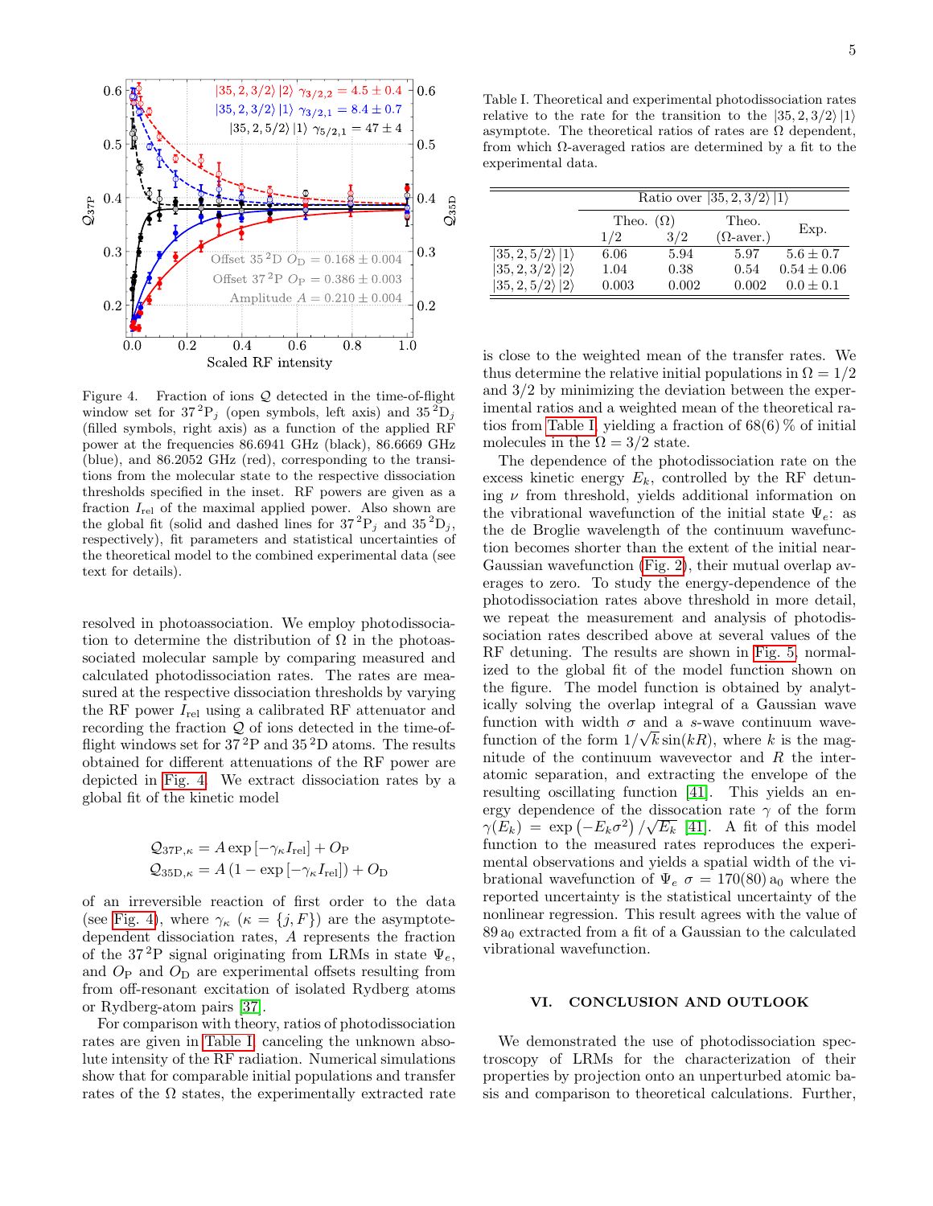Figure 4. Fraction of ions $\mathcal{Q}$ detected in the time-of-flight window set for $37\,^2\mathrm{P}_j$ (open symbols, left axis) and $35\,^2\mathrm{D}_j$ (filled symbols, right axis) as a function of the applied RF power at the frequencies 86.6941 GHz (black), 86.6669 GHz (blue), and 86.2052 GHz (red), corresponding to the transitions from the molecular state to the respective dissociation thresholds specified in the inset. RF powers are given as a fraction $I_{\mathrm{rel}}$ of the maximal applied power. Also shown are the global fit (solid and dashed lines for $37\,^2\mathrm{P}_j$ and $35\,^2\mathrm{D}_j$, respectively), fit parameters and statistical uncertainties of the theoretical model to the combined experimental data (see text for details).

resolved in photoassociation. We employ photodissociation to determine the distribution of $\Omega$ in the photoassociated molecular sample by comparing measured and calculated photodissociation rates. The rates are measured at the respective dissociation thresholds by varying the RF power $I_{\mathrm{rel}}$ using a calibrated RF attenuator and recording the fraction $\mathcal{Q}$ of ions detected in the time-of-flight windows set for $37\,^2\mathrm{P}$ and $35\,^2\mathrm{D}$ atoms. The results obtained for different attenuations of the RF power are depicted in Fig. 4. We extract dissociation rates by a global fit of the kinetic model

$$\mathcal{Q}_{37\mathrm{P},\kappa} = A \exp\left[-\gamma_\kappa I_{\mathrm{rel}}\right] + O_{\mathrm{P}}$$
$$\mathcal{Q}_{35\mathrm{D},\kappa} = A \left(1 - \exp\left[-\gamma_\kappa I_{\mathrm{rel}}\right]\right) + O_{\mathrm{D}}$$

of an irreversible reaction of first order to the data (see Fig. 4), where $\gamma_\kappa$ ($\kappa = \{j, F\}$) are the asymptote-dependent dissociation rates, $A$ represents the fraction of the $37\,^2\mathrm{P}$ signal originating from LRMs in state $\Psi_e$, and $O_{\mathrm{P}}$ and $O_{\mathrm{D}}$ are experimental offsets resulting from from off-resonant excitation of isolated Rydberg atoms or Rydberg-atom pairs [37].

For comparison with theory, ratios of photodissociation rates are given in Table I, canceling the unknown absolute intensity of the RF radiation. Numerical simulations show that for comparable initial populations and transfer rates of the $\Omega$ states, the experimentally extracted rate

Table I. Theoretical and experimental photodissociation rates relative to the rate for the transition to the $|35, 2, 3/2\rangle\,|1\rangle$ asymptote. The theoretical ratios of rates are $\Omega$ dependent, from which $\Omega$-averaged ratios are determined by a fit to the experimental data.

| | Ratio over $\|35, 2, 3/2\rangle\,\|1\rangle$ | | | |
|---|---|---|---|---|
| | Theo. ($\Omega$) 1/2 | Theo. ($\Omega$) 3/2 | Theo. ($\Omega$-aver.) | Exp. |
| $\|35, 2, 5/2\rangle\,\|1\rangle$ | 6.06 | 5.94 | 5.97 | $5.6 \pm 0.7$ |
| $\|35, 2, 3/2\rangle\,\|2\rangle$ | 1.04 | 0.38 | 0.54 | $0.54 \pm 0.06$ |
| $\|35, 2, 5/2\rangle\,\|2\rangle$ | 0.003 | 0.002 | 0.002 | $0.0 \pm 0.1$ |

is close to the weighted mean of the transfer rates. We thus determine the relative initial populations in $\Omega = 1/2$ and 3/2 by minimizing the deviation between the experimental ratios and a weighted mean of the theoretical ratios from Table I, yielding a fraction of 68(6) % of initial molecules in the $\Omega = 3/2$ state.

The dependence of the photodissociation rate on the excess kinetic energy $E_k$, controlled by the RF detuning $\nu$ from threshold, yields additional information on the vibrational wavefunction of the initial state $\Psi_e$: as the de Broglie wavelength of the continuum wavefunction becomes shorter than the extent of the initial near-Gaussian wavefunction (Fig. 2), their mutual overlap averages to zero. To study the energy-dependence of the photodissociation rates above threshold in more detail, we repeat the measurement and analysis of photodissociation rates described above at several values of the RF detuning. The results are shown in Fig. 5, normalized to the global fit of the model function shown on the figure. The model function is obtained by analytically solving the overlap integral of a Gaussian wave function with width $\sigma$ and a $s$-wave continuum wavefunction of the form $1/\sqrt{k}\sin(kR)$, where $k$ is the magnitude of the continuum wavevector and $R$ the interatomic separation, and extracting the envelope of the resulting oscillating function [41]. This yields an energy dependence of the dissocation rate $\gamma$ of the form $\gamma(E_k) = \exp\left(-E_k\sigma^2\right)/\sqrt{E_k}$ [41]. A fit of this model function to the measured rates reproduces the experimental observations and yields a spatial width of the vibrational wavefunction of $\Psi_e$ $\sigma = 170(80)\,\mathrm{a}_0$ where the reported uncertainty is the statistical uncertainty of the nonlinear regression. This result agrees with the value of $89\,\mathrm{a}_0$ extracted from a fit of a Gaussian to the calculated vibrational wavefunction.

## VI. CONCLUSION AND OUTLOOK

We demonstrated the use of photodissociation spectroscopy of LRMs for the characterization of their properties by projection onto an unperturbed atomic basis and comparison to theoretical calculations. Further,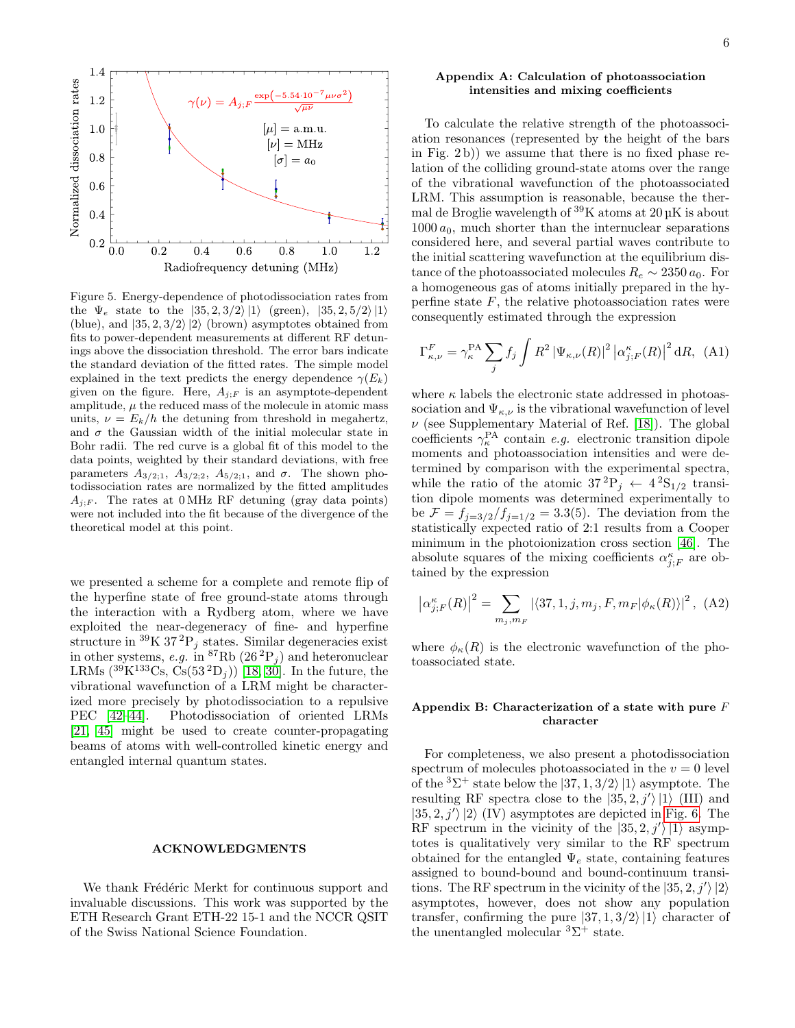Figure 5. Energy-dependence of photodissociation rates from the $\Psi_e$ state to the $|35,2,3/2\rangle\,|1\rangle$ (green), $|35,2,5/2\rangle\,|1\rangle$ (blue), and $|35,2,3/2\rangle\,|2\rangle$ (brown) asymptotes obtained from fits to power-dependent measurements at different RF detunings above the dissociation threshold. The error bars indicate the standard deviation of the fitted rates. The simple model explained in the text predicts the energy dependence $\gamma(E_k)$ given on the figure. Here, $A_{j;F}$ is an asymptote-dependent amplitude, $\mu$ the reduced mass of the molecule in atomic mass units, $\nu = E_k/h$ the detuning from threshold in megahertz, and $\sigma$ the Gaussian width of the initial molecular state in Bohr radii. The red curve is a global fit of this model to the data points, weighted by their standard deviations, with free parameters $A_{3/2;1}$, $A_{3/2;2}$, $A_{5/2;1}$, and $\sigma$. The shown photodissociation rates are normalized by the fitted amplitudes $A_{j;F}$. The rates at 0 MHz RF detuning (gray data points) were not included into the fit because of the divergence of the theoretical model at this point.

we presented a scheme for a complete and remote flip of the hyperfine state of free ground-state atoms through the interaction with a Rydberg atom, where we have exploited the near-degeneracy of fine- and hyperfine structure in $^{39}$K $37\,^2$P$_j$ states. Similar degeneracies exist in other systems, *e.g.* in $^{87}$Rb ($26\,^2$P$_j$) and heteronuclear LRMs ($^{39}$K$^{133}$Cs, Cs($53\,^2$D$_j$)) [18, 30]. In the future, the vibrational wavefunction of a LRM might be characterized more precisely by photodissociation to a repulsive PEC [42–44]. Photodissociation of oriented LRMs [21, 45] might be used to create counter-propagating beams of atoms with well-controlled kinetic energy and entangled internal quantum states.

## ACKNOWLEDGMENTS

We thank Frédéric Merkt for continuous support and invaluable discussions. This work was supported by the ETH Research Grant ETH-22 15-1 and the NCCR QSIT of the Swiss National Science Foundation.

## Appendix A: Calculation of photoassociation intensities and mixing coefficients

To calculate the relative strength of the photoassociation resonances (represented by the height of the bars in Fig. 2 b)) we assume that there is no fixed phase relation of the colliding ground-state atoms over the range of the vibrational wavefunction of the photoassociated LRM. This assumption is reasonable, because the thermal de Broglie wavelength of $^{39}$K atoms at 20 µK is about $1000\,a_0$, much shorter than the internuclear separations considered here, and several partial waves contribute to the initial scattering wavefunction at the equilibrium distance of the photoassociated molecules $R_e \sim 2350\,a_0$. For a homogeneous gas of atoms initially prepared in the hyperfine state $F$, the relative photoassociation rates were consequently estimated through the expression

$$\Gamma^F_{\kappa,\nu} = \gamma^{\mathrm{PA}}_\kappa \sum_j f_j \int R^2 \left|\Psi_{\kappa,\nu}(R)\right|^2 \left|\alpha^\kappa_{j;F}(R)\right|^2 \mathrm{d}R, \quad \text{(A1)}$$

where $\kappa$ labels the electronic state addressed in photoassociation and $\Psi_{\kappa,\nu}$ is the vibrational wavefunction of level $\nu$ (see Supplementary Material of Ref. [18]). The global coefficients $\gamma^{\mathrm{PA}}_\kappa$ contain *e.g.* electronic transition dipole moments and photoassociation intensities and were determined by comparison with the experimental spectra, while the ratio of the atomic $37\,^2$P$_j \leftarrow 4\,^2$S$_{1/2}$ transition dipole moments was determined experimentally to be $\mathcal{F} = f_{j=3/2}/f_{j=1/2} = 3.3(5)$. The deviation from the statistically expected ratio of 2:1 results from a Cooper minimum in the photoionization cross section [46]. The absolute squares of the mixing coefficients $\alpha^\kappa_{j;F}$ are obtained by the expression

$$\left|\alpha^\kappa_{j;F}(R)\right|^2 = \sum_{m_j,m_F} \left|\langle 37,1,j,m_j,F,m_F|\phi_\kappa(R)\rangle\right|^2, \quad \text{(A2)}$$

where $\phi_\kappa(R)$ is the electronic wavefunction of the photoassociated state.

## Appendix B: Characterization of a state with pure $F$ character

For completeness, we also present a photodissociation spectrum of molecules photoassociated in the $v = 0$ level of the $^3\Sigma^+$ state below the $|37,1,3/2\rangle\,|1\rangle$ asymptote. The resulting RF spectra close to the $|35,2,j'\rangle\,|1\rangle$ (III) and $|35,2,j'\rangle\,|2\rangle$ (IV) asymptotes are depicted in Fig. 6. The RF spectrum in the vicinity of the $|35,2,j'\rangle\,|1\rangle$ asymptotes is qualitatively very similar to the RF spectrum obtained for the entangled $\Psi_e$ state, containing features assigned to bound-bound and bound-continuum transitions. The RF spectrum in the vicinity of the $|35,2,j'\rangle\,|2\rangle$ asymptotes, however, does not show any population transfer, confirming the pure $|37,1,3/2\rangle\,|1\rangle$ character of the unentangled molecular $^3\Sigma^+$ state.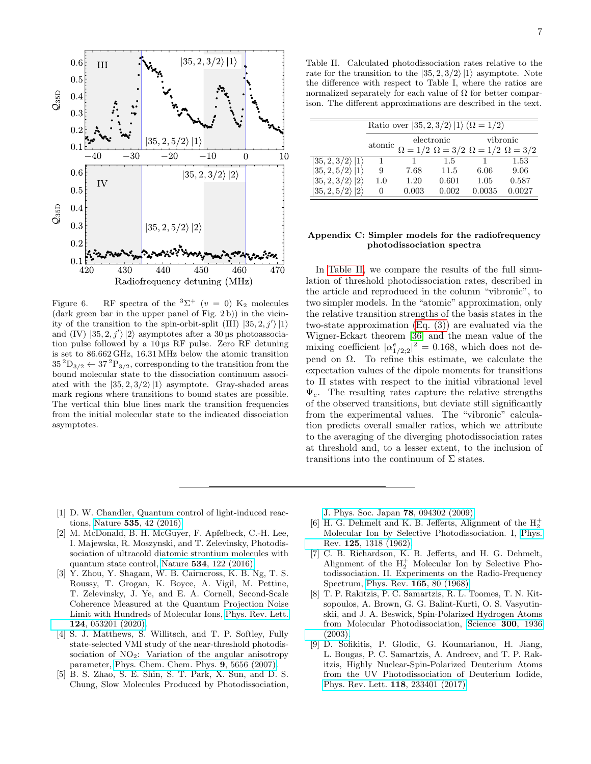Figure 6. RF spectra of the $^3\Sigma^+$ ($v = 0$) $K_2$ molecules (dark green bar in the upper panel of Fig. 2 b)) in the vicinity of the transition to the spin-orbit-split (III) $|35, 2, j'\rangle\,|1\rangle$ and (IV) $|35, 2, j'\rangle\,|2\rangle$ asymptotes after a 30 µs photoassociation pulse followed by a 10 µs RF pulse. Zero RF detuning is set to 86.662 GHz, 16.31 MHz below the atomic transition $35\,^2D_{3/2} \leftarrow 37\,^2P_{3/2}$, corresponding to the transition from the bound molecular state to the dissociation continuum associated with the $|35, 2, 3/2\rangle\,|1\rangle$ asymptote. Gray-shaded areas mark regions where transitions to bound states are possible. The vertical thin blue lines mark the transition frequencies from the initial molecular state to the indicated dissociation asymptotes.

Table II. Calculated photodissociation rates relative to the rate for the transition to the $|35, 2, 3/2\rangle\,|1\rangle$ asymptote. Note the difference with respect to Table I, where the ratios are normalized separately for each value of $\Omega$ for better comparison. The different approximations are described in the text.

| | Ratio over $|35, 2, 3/2\rangle\,|1\rangle$ ($\Omega = 1/2$) | | | | |
|---|---|---|---|---|---|
| | atomic | electronic | | vibronic | |
| | | $\Omega = 1/2$ | $\Omega = 3/2$ | $\Omega = 1/2$ | $\Omega = 3/2$ |
| $|35, 2, 3/2\rangle\,|1\rangle$ | 1 | 1 | 1.5 | 1 | 1.53 |
| $|35, 2, 5/2\rangle\,|1\rangle$ | 9 | 7.68 | 11.5 | 6.06 | 9.06 |
| $|35, 2, 3/2\rangle\,|2\rangle$ | 1.0 | 1.20 | 0.601 | 1.05 | 0.587 |
| $|35, 2, 5/2\rangle\,|2\rangle$ | 0 | 0.003 | 0.002 | 0.0035 | 0.0027 |

## Appendix C: Simpler models for the radiofrequency photodissociation spectra

In Table II, we compare the results of the full simulation of threshold photodissociation rates, described in the article and reproduced in the column "vibronic", to two simpler models. In the "atomic" approximation, only the relative transition strengths of the basis states in the two-state approximation (Eq. (3)) are evaluated via the Wigner-Eckart theorem [36] and the mean value of the mixing coefficient $|\alpha^e_{1/2;2}|^2 = 0.168$, which does not depend on $\Omega$. To refine this estimate, we calculate the expectation values of the dipole moments for transitions to $\Pi$ states with respect to the initial vibrational level $\Psi_e$. The resulting rates capture the relative strengths of the observed transitions, but deviate still significantly from the experimental values. The "vibronic" calculation predicts overall smaller ratios, which we attribute to the averaging of the diverging photodissociation rates at threshold and, to a lesser extent, to the inclusion of transitions into the continuum of $\Sigma$ states.

---

[1] D. W. Chandler, Quantum control of light-induced reactions, Nature **535**, 42 (2016).

[2] M. McDonald, B. H. McGuyer, F. Apfelbeck, C.-H. Lee, I. Majewska, R. Moszynski, and T. Zelevinsky, Photodissociation of ultracold diatomic strontium molecules with quantum state control, Nature **534**, 122 (2016).

[3] Y. Zhou, Y. Shagam, W. B. Cairncross, K. B. Ng, T. S. Roussy, T. Grogan, K. Boyce, A. Vigil, M. Pettine, T. Zelevinsky, J. Ye, and E. A. Cornell, Second-Scale Coherence Measured at the Quantum Projection Noise Limit with Hundreds of Molecular Ions, Phys. Rev. Lett. **124**, 053201 (2020).

[4] S. J. Matthews, S. Willitsch, and T. P. Softley, Fully state-selected VMI study of the near-threshold photodissociation of $NO_2$: Variation of the angular anisotropy parameter, Phys. Chem. Chem. Phys. **9**, 5656 (2007).

[5] B. S. Zhao, S. E. Shin, S. T. Park, X. Sun, and D. S. Chung, Slow Molecules Produced by Photodissociation, J. Phys. Soc. Japan **78**, 094302 (2009).

[6] H. G. Dehmelt and K. B. Jefferts, Alignment of the $H_2^+$ Molecular Ion by Selective Photodissociation. I, Phys. Rev. **125**, 1318 (1962).

[7] C. B. Richardson, K. B. Jefferts, and H. G. Dehmelt, Alignment of the $H_2^+$ Molecular Ion by Selective Photodissociation. II. Experiments on the Radio-Frequency Spectrum, Phys. Rev. **165**, 80 (1968).

[8] T. P. Rakitzis, P. C. Samartzis, R. L. Toomes, T. N. Kitsopoulos, A. Brown, G. G. Balint-Kurti, O. S. Vasyutinskii, and J. A. Beswick, Spin-Polarized Hydrogen Atoms from Molecular Photodissociation, Science **300**, 1936 (2003).

[9] D. Sofikitis, P. Glodic, G. Koumarianou, H. Jiang, L. Bougas, P. C. Samartzis, A. Andreev, and T. P. Rakitzis, Highly Nuclear-Spin-Polarized Deuterium Atoms from the UV Photodissociation of Deuterium Iodide, Phys. Rev. Lett. **118**, 233401 (2017).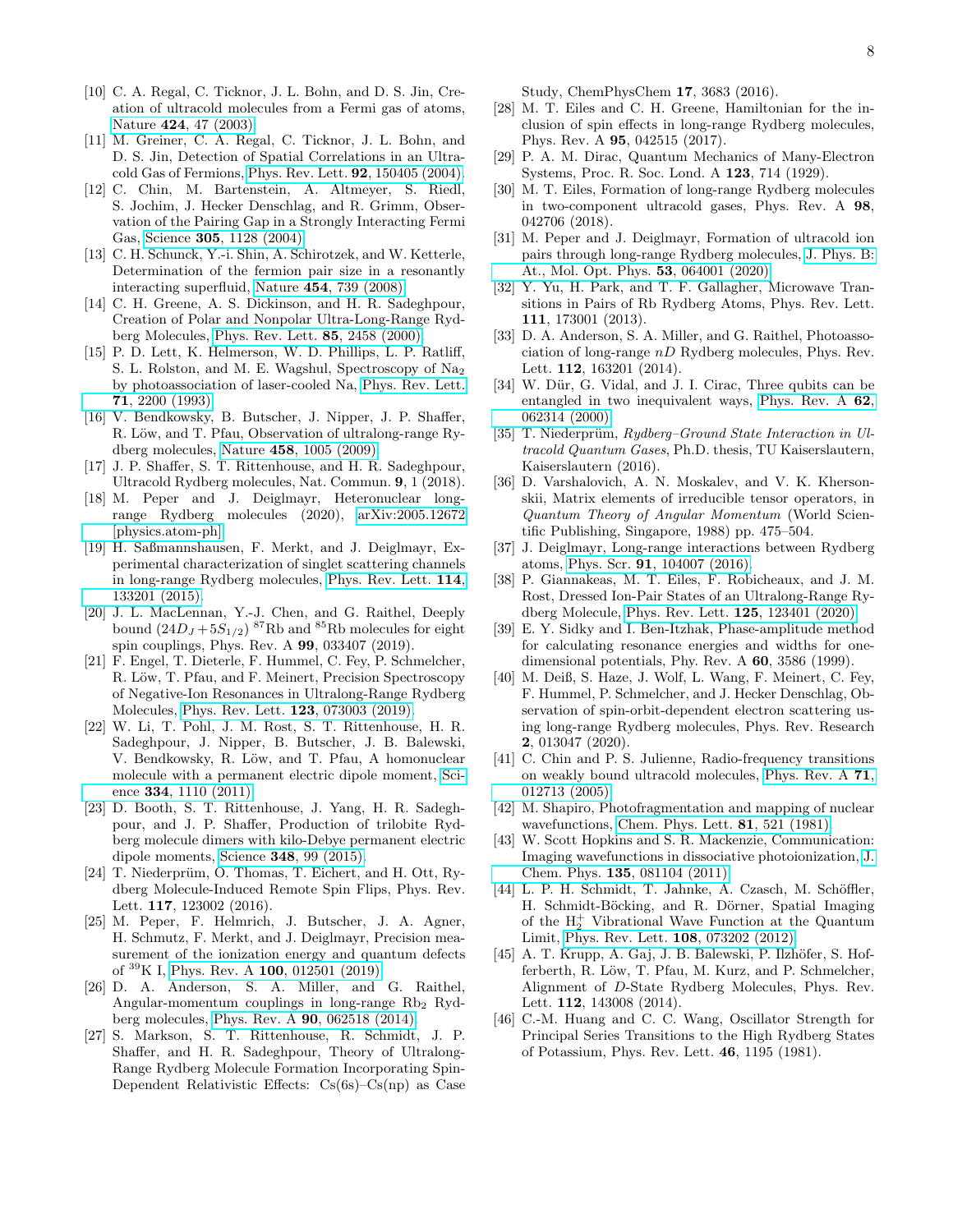[10] C. A. Regal, C. Ticknor, J. L. Bohn, and D. S. Jin, Creation of ultracold molecules from a Fermi gas of atoms, Nature **424**, 47 (2003).

[11] M. Greiner, C. A. Regal, C. Ticknor, J. L. Bohn, and D. S. Jin, Detection of Spatial Correlations in an Ultracold Gas of Fermions, Phys. Rev. Lett. **92**, 150405 (2004).

[12] C. Chin, M. Bartenstein, A. Altmeyer, S. Riedl, S. Jochim, J. Hecker Denschlag, and R. Grimm, Observation of the Pairing Gap in a Strongly Interacting Fermi Gas, Science **305**, 1128 (2004).

[13] C. H. Schunck, Y.-i. Shin, A. Schirotzek, and W. Ketterle, Determination of the fermion pair size in a resonantly interacting superfluid, Nature **454**, 739 (2008).

[14] C. H. Greene, A. S. Dickinson, and H. R. Sadeghpour, Creation of Polar and Nonpolar Ultra-Long-Range Rydberg Molecules, Phys. Rev. Lett. **85**, 2458 (2000).

[15] P. D. Lett, K. Helmerson, W. D. Phillips, L. P. Ratliff, S. L. Rolston, and M. E. Wagshul, Spectroscopy of $Na_2$ by photoassociation of laser-cooled Na, Phys. Rev. Lett. **71**, 2200 (1993).

[16] V. Bendkowsky, B. Butscher, J. Nipper, J. P. Shaffer, R. Löw, and T. Pfau, Observation of ultralong-range Rydberg molecules, Nature **458**, 1005 (2009).

[17] J. P. Shaffer, S. T. Rittenhouse, and H. R. Sadeghpour, Ultracold Rydberg molecules, Nat. Commun. **9**, 1 (2018).

[18] M. Peper and J. Deiglmayr, Heteronuclear long-range Rydberg molecules (2020), arXiv:2005.12672 [physics.atom-ph].

[19] H. Saßmannshausen, F. Merkt, and J. Deiglmayr, Experimental characterization of singlet scattering channels in long-range Rydberg molecules, Phys. Rev. Lett. **114**, 133201 (2015).

[20] J. L. MacLennan, Y.-J. Chen, and G. Raithel, Deeply bound $(24D_J + 5S_{1/2})$ $^{87}$Rb and $^{85}$Rb molecules for eight spin couplings, Phys. Rev. A **99**, 033407 (2019).

[21] F. Engel, T. Dieterle, F. Hummel, C. Fey, P. Schmelcher, R. Löw, T. Pfau, and F. Meinert, Precision Spectroscopy of Negative-Ion Resonances in Ultralong-Range Rydberg Molecules, Phys. Rev. Lett. **123**, 073003 (2019).

[22] W. Li, T. Pohl, J. M. Rost, S. T. Rittenhouse, H. R. Sadeghpour, J. Nipper, B. Butscher, J. B. Balewski, V. Bendkowsky, R. Löw, and T. Pfau, A homonuclear molecule with a permanent electric dipole moment, Science **334**, 1110 (2011).

[23] D. Booth, S. T. Rittenhouse, J. Yang, H. R. Sadeghpour, and J. P. Shaffer, Production of trilobite Rydberg molecule dimers with kilo-Debye permanent electric dipole moments, Science **348**, 99 (2015).

[24] T. Niederprüm, O. Thomas, T. Eichert, and H. Ott, Rydberg Molecule-Induced Remote Spin Flips, Phys. Rev. Lett. **117**, 123002 (2016).

[25] M. Peper, F. Helmrich, J. Butscher, J. A. Agner, H. Schmutz, F. Merkt, and J. Deiglmayr, Precision measurement of the ionization energy and quantum defects of $^{39}$K I, Phys. Rev. A **100**, 012501 (2019).

[26] D. A. Anderson, S. A. Miller, and G. Raithel, Angular-momentum couplings in long-range $Rb_2$ Rydberg molecules, Phys. Rev. A **90**, 062518 (2014).

[27] S. Markson, S. T. Rittenhouse, R. Schmidt, J. P. Shaffer, and H. R. Sadeghpour, Theory of Ultralong-Range Rydberg Molecule Formation Incorporating Spin-Dependent Relativistic Effects: Cs(6s)–Cs(np) as Case Study, ChemPhysChem **17**, 3683 (2016).

[28] M. T. Eiles and C. H. Greene, Hamiltonian for the inclusion of spin effects in long-range Rydberg molecules, Phys. Rev. A **95**, 042515 (2017).

[29] P. A. M. Dirac, Quantum Mechanics of Many-Electron Systems, Proc. R. Soc. Lond. A **123**, 714 (1929).

[30] M. T. Eiles, Formation of long-range Rydberg molecules in two-component ultracold gases, Phys. Rev. A **98**, 042706 (2018).

[31] M. Peper and J. Deiglmayr, Formation of ultracold ion pairs through long-range Rydberg molecules, J. Phys. B: At., Mol. Opt. Phys. **53**, 064001 (2020).

[32] Y. Yu, H. Park, and T. F. Gallagher, Microwave Transitions in Pairs of Rb Rydberg Atoms, Phys. Rev. Lett. **111**, 173001 (2013).

[33] D. A. Anderson, S. A. Miller, and G. Raithel, Photoassociation of long-range $nD$ Rydberg molecules, Phys. Rev. Lett. **112**, 163201 (2014).

[34] W. Dür, G. Vidal, and J. I. Cirac, Three qubits can be entangled in two inequivalent ways, Phys. Rev. A **62**, 062314 (2000).

[35] T. Niederprüm, *Rydberg–Ground State Interaction in Ultracold Quantum Gases*, Ph.D. thesis, TU Kaiserslautern, Kaiserslautern (2016).

[36] D. Varshalovich, A. N. Moskalev, and V. K. Khersonskii, Matrix elements of irreducible tensor operators, in *Quantum Theory of Angular Momentum* (World Scientific Publishing, Singapore, 1988) pp. 475–504.

[37] J. Deiglmayr, Long-range interactions between Rydberg atoms, Phys. Scr. **91**, 104007 (2016).

[38] P. Giannakeas, M. T. Eiles, F. Robicheaux, and J. M. Rost, Dressed Ion-Pair States of an Ultralong-Range Rydberg Molecule, Phys. Rev. Lett. **125**, 123401 (2020).

[39] E. Y. Sidky and I. Ben-Itzhak, Phase-amplitude method for calculating resonance energies and widths for one-dimensional potentials, Phy. Rev. A **60**, 3586 (1999).

[40] M. Deiß, S. Haze, J. Wolf, L. Wang, F. Meinert, C. Fey, F. Hummel, P. Schmelcher, and J. Hecker Denschlag, Observation of spin-orbit-dependent electron scattering using long-range Rydberg molecules, Phys. Rev. Research **2**, 013047 (2020).

[41] C. Chin and P. S. Julienne, Radio-frequency transitions on weakly bound ultracold molecules, Phys. Rev. A **71**, 012713 (2005).

[42] M. Shapiro, Photofragmentation and mapping of nuclear wavefunctions, Chem. Phys. Lett. **81**, 521 (1981).

[43] W. Scott Hopkins and S. R. Mackenzie, Communication: Imaging wavefunctions in dissociative photoionization, J. Chem. Phys. **135**, 081104 (2011).

[44] L. P. H. Schmidt, T. Jahnke, A. Czasch, M. Schöffler, H. Schmidt-Böcking, and R. Dörner, Spatial Imaging of the $H_2^+$ Vibrational Wave Function at the Quantum Limit, Phys. Rev. Lett. **108**, 073202 (2012).

[45] A. T. Krupp, A. Gaj, J. B. Balewski, P. Ilzhöfer, S. Hofferberth, R. Löw, T. Pfau, M. Kurz, and P. Schmelcher, Alignment of $D$-State Rydberg Molecules, Phys. Rev. Lett. **112**, 143008 (2014).

[46] C.-M. Huang and C. C. Wang, Oscillator Strength for Principal Series Transitions to the High Rydberg States of Potassium, Phys. Rev. Lett. **46**, 1195 (1981).